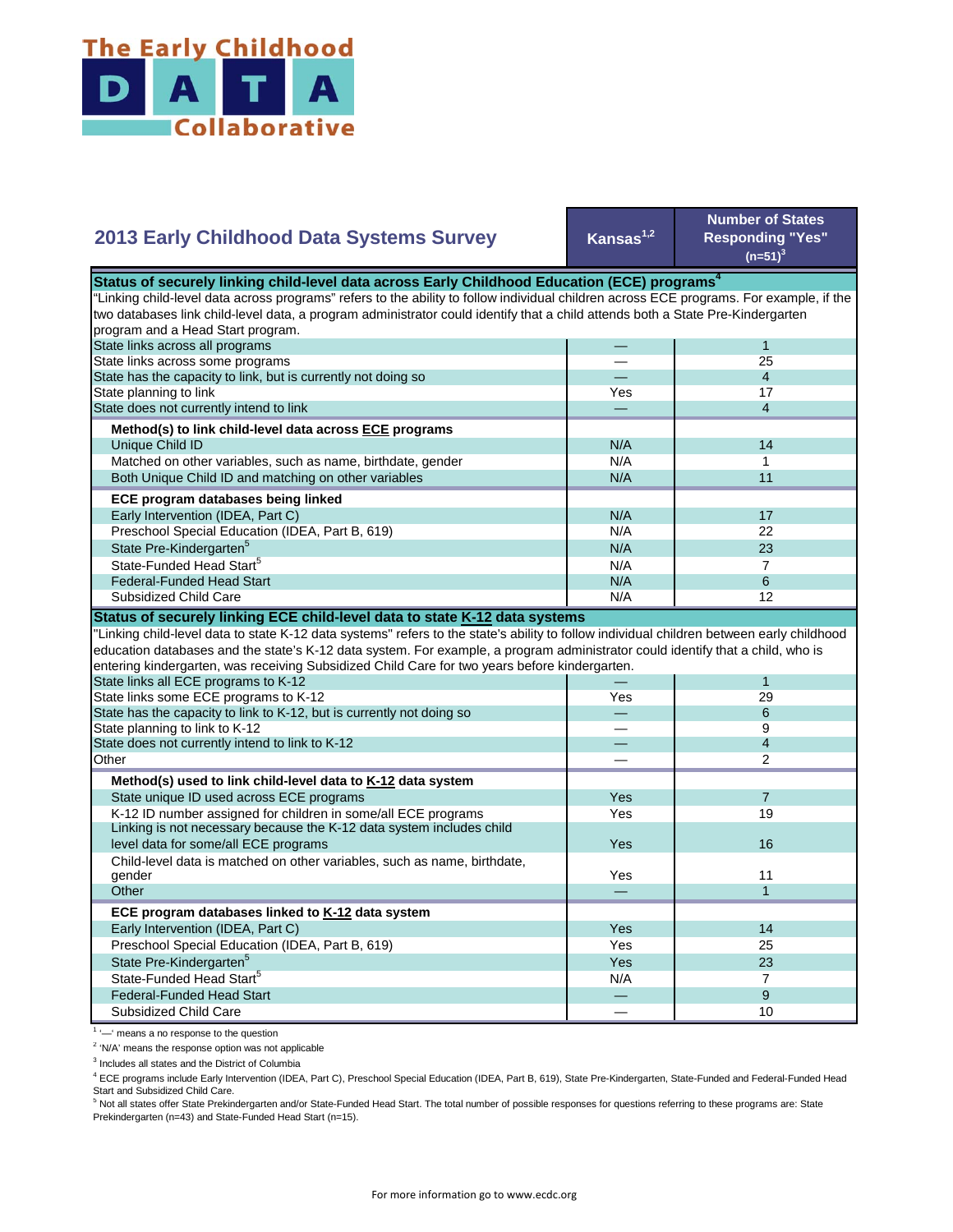# The Early Childhood DATA Collaborative

## 2013 Early Childhood Data Systems Survey

| | Kansas[1,2] | Number of States Responding "Yes" (n=51)[3] |
|---|---|---|
| **Status of securely linking child-level data across Early Childhood Education (ECE) programs[4]** | | |
| "Linking child-level data across programs" refers to the ability to follow individual children across ECE programs. For example, if the two databases link child-level data, a program administrator could identify that a child attends both a State Pre-Kindergarten program and a Head Start program. | | |
| State links across all programs | — | 1 |
| State links across some programs | — | 25 |
| State has the capacity to link, but is currently not doing so | — | 4 |
| State planning to link | Yes | 17 |
| State does not currently intend to link | — | 4 |
| **Method(s) to link child-level data across ECE programs** | | |
| Unique Child ID | N/A | 14 |
| Matched on other variables, such as name, birthdate, gender | N/A | 1 |
| Both Unique Child ID and matching on other variables | N/A | 11 |
| **ECE program databases being linked** | | |
| Early Intervention (IDEA, Part C) | N/A | 17 |
| Preschool Special Education (IDEA, Part B, 619) | N/A | 22 |
| State Pre-Kindergarten[5] | N/A | 23 |
| State-Funded Head Start[5] | N/A | 7 |
| Federal-Funded Head Start | N/A | 6 |
| Subsidized Child Care | N/A | 12 |
| **Status of securely linking ECE child-level data to state K-12 data systems** | | |
| "Linking child-level data to state K-12 data systems" refers to the state's ability to follow individual children between early childhood education databases and the state's K-12 data system. For example, a program administrator could identify that a child, who is entering kindergarten, was receiving Subsidized Child Care for two years before kindergarten. | | |
| State links all ECE programs to K-12 | — | 1 |
| State links some ECE programs to K-12 | Yes | 29 |
| State has the capacity to link to K-12, but is currently not doing so | — | 6 |
| State planning to link to K-12 | — | 9 |
| State does not currently intend to link to K-12 | — | 4 |
| Other | — | 2 |
| **Method(s) used to link child-level data to K-12 data system** | | |
| State unique ID used across ECE programs | Yes | 7 |
| K-12 ID number assigned for children in some/all ECE programs | Yes | 19 |
| Linking is not necessary because the K-12 data system includes child level data for some/all ECE programs | Yes | 16 |
| Child-level data is matched on other variables, such as name, birthdate, gender | Yes | 11 |
| Other | — | 1 |
| **ECE program databases linked to K-12 data system** | | |
| Early Intervention (IDEA, Part C) | Yes | 14 |
| Preschool Special Education (IDEA, Part B, 619) | Yes | 25 |
| State Pre-Kindergarten[5] | Yes | 23 |
| State-Funded Head Start[5] | N/A | 7 |
| Federal-Funded Head Start | — | 9 |
| Subsidized Child Care | — | 10 |

[1] '—' means a no response to the question

[2] 'N/A' means the response option was not applicable

[3] Includes all states and the District of Columbia

[4] ECE programs include Early Intervention (IDEA, Part C), Preschool Special Education (IDEA, Part B, 619), State Pre-Kindergarten, State-Funded and Federal-Funded Head Start and Subsidized Child Care.

[5] Not all states offer State Prekindergarten and/or State-Funded Head Start. The total number of possible responses for questions referring to these programs are: State Prekindergarten (n=43) and State-Funded Head Start (n=15).

For more information go to www.ecdc.org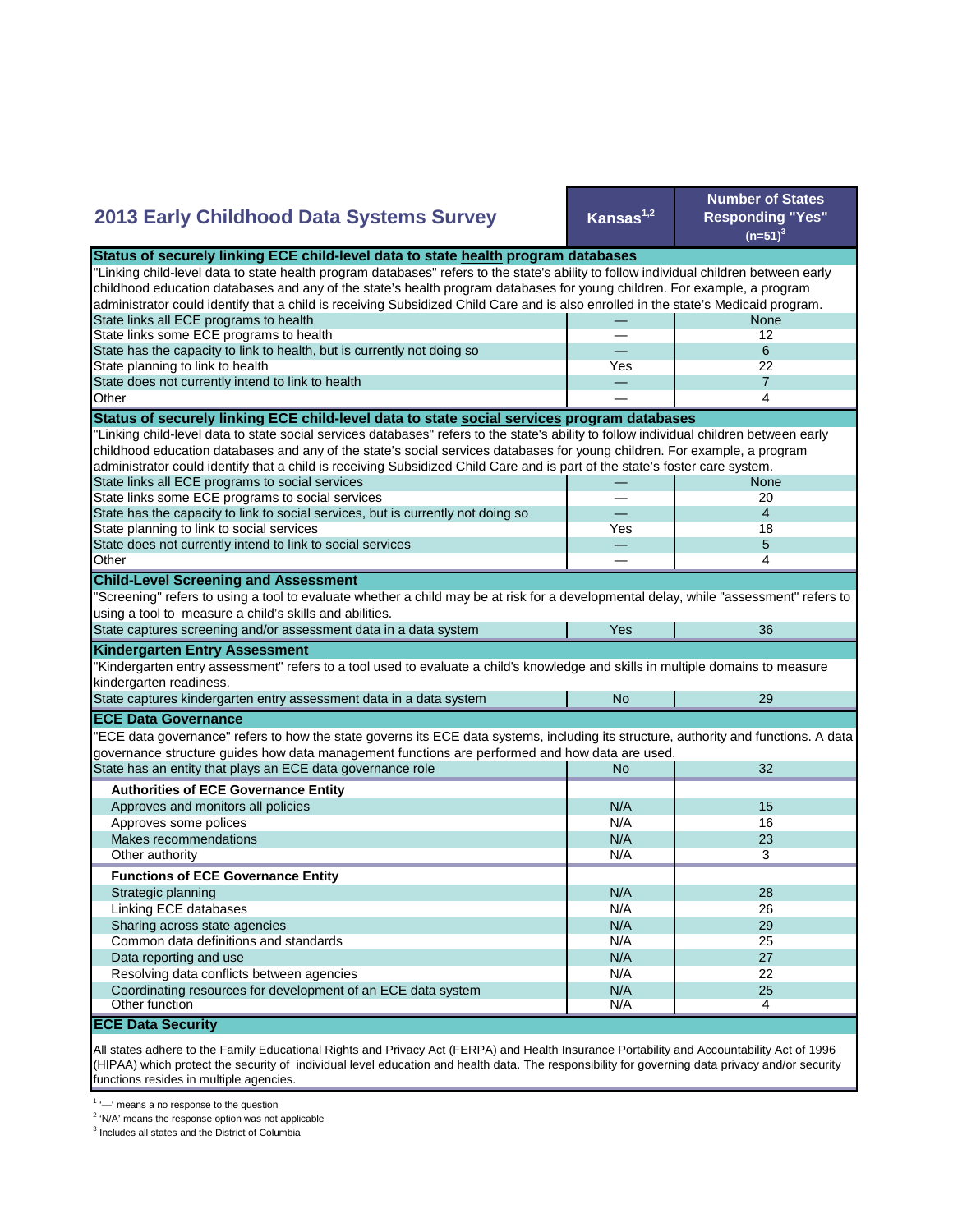| 2013 Early Childhood Data Systems Survey | Kansas[1,2] | Number of States Responding "Yes" (n=51)[3] |
|---|---|---|
| **Status of securely linking ECE child-level data to state health program databases** | | |
| "Linking child-level data to state health program databases" refers to the state's ability to follow individual children between early childhood education databases and any of the state's health program databases for young children. For example, a program administrator could identify that a child is receiving Subsidized Child Care and is also enrolled in the state's Medicaid program. | | |
| State links all ECE programs to health | — | None |
| State links some ECE programs to health | — | 12 |
| State has the capacity to link to health, but is currently not doing so | — | 6 |
| State planning to link to health | Yes | 22 |
| State does not currently intend to link to health | — | 7 |
| Other | — | 4 |
| **Status of securely linking ECE child-level data to state social services program databases** | | |
| "Linking child-level data to state social services databases" refers to the state's ability to follow individual children between early childhood education databases and any of the state's social services databases for young children. For example, a program administrator could identify that a child is receiving Subsidized Child Care and is part of the state's foster care system. | | |
| State links all ECE programs to social services | — | None |
| State links some ECE programs to social services | — | 20 |
| State has the capacity to link to social services, but is currently not doing so | — | 4 |
| State planning to link to social services | Yes | 18 |
| State does not currently intend to link to social services | — | 5 |
| Other | — | 4 |
| **Child-Level Screening and Assessment** | | |
| "Screening" refers to using a tool to evaluate whether a child may be at risk for a developmental delay, while "assessment" refers to using a tool to measure a child's skills and abilities. | | |
| State captures screening and/or assessment data in a data system | Yes | 36 |
| **Kindergarten Entry Assessment** | | |
| "Kindergarten entry assessment" refers to a tool used to evaluate a child's knowledge and skills in multiple domains to measure kindergarten readiness. | | |
| State captures kindergarten entry assessment data in a data system | No | 29 |
| **ECE Data Governance** | | |
| "ECE data governance" refers to how the state governs its ECE data systems, including its structure, authority and functions. A data governance structure guides how data management functions are performed and how data are used. | | |
| State has an entity that plays an ECE data governance role | No | 32 |
| **Authorities of ECE Governance Entity** | | |
| Approves and monitors all policies | N/A | 15 |
| Approves some polices | N/A | 16 |
| Makes recommendations | N/A | 23 |
| Other authority | N/A | 3 |
| **Functions of ECE Governance Entity** | | |
| Strategic planning | N/A | 28 |
| Linking ECE databases | N/A | 26 |
| Sharing across state agencies | N/A | 29 |
| Common data definitions and standards | N/A | 25 |
| Data reporting and use | N/A | 27 |
| Resolving data conflicts between agencies | N/A | 22 |
| Coordinating resources for development of an ECE data system | N/A | 25 |
| Other function | N/A | 4 |
| **ECE Data Security** | | |
| All states adhere to the Family Educational Rights and Privacy Act (FERPA) and Health Insurance Portability and Accountability Act of 1996 (HIPAA) which protect the security of individual level education and health data. The responsibility for governing data privacy and/or security functions resides in multiple agencies. | | |

[1] '—' means a no response to the question

[2] 'N/A' means the response option was not applicable

[3] Includes all states and the District of Columbia